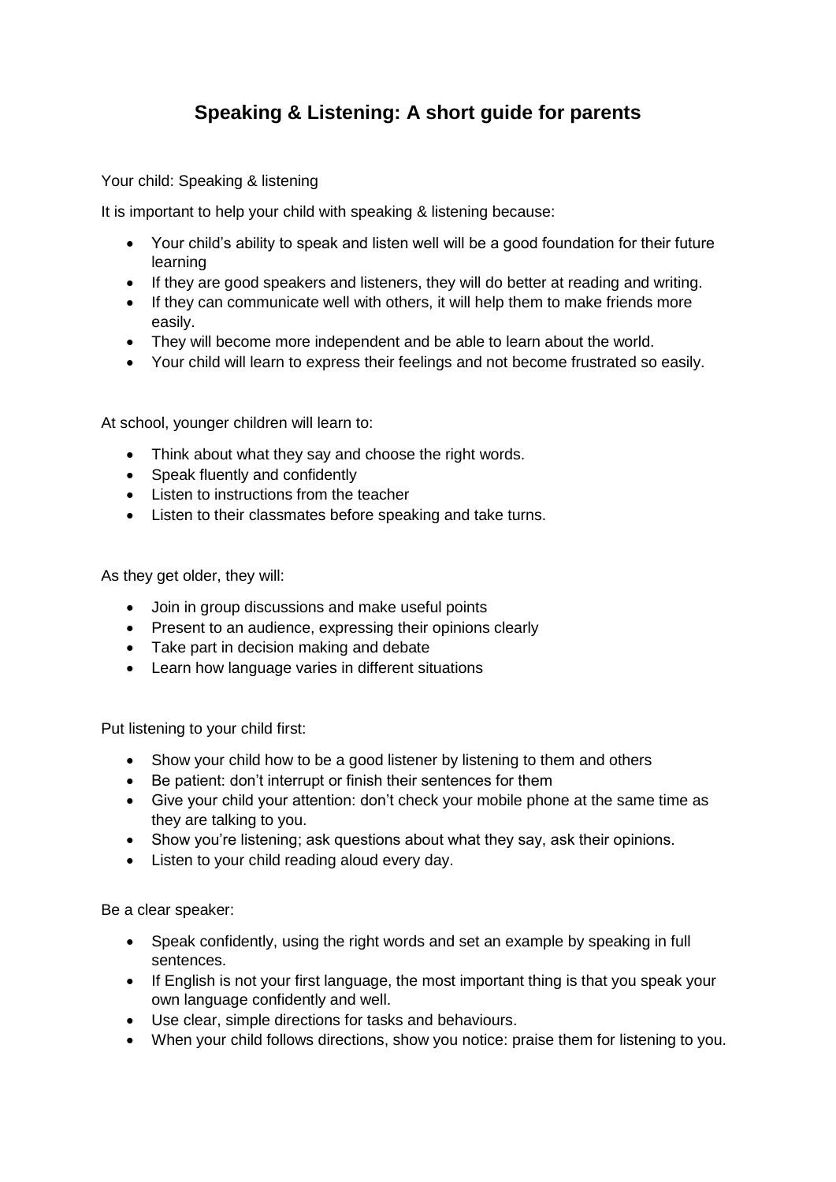# Speaking & Listening: A short guide for parents

Your child: Speaking & listening

It is important to help your child with speaking & listening because:

- Your child's ability to speak and listen well will be a good foundation for their future learning
- If they are good speakers and listeners, they will do better at reading and writing.
- If they can communicate well with others, it will help them to make friends more easily.
- They will become more independent and be able to learn about the world.
- Your child will learn to express their feelings and not become frustrated so easily.

At school, younger children will learn to:

- Think about what they say and choose the right words.
- Speak fluently and confidently
- Listen to instructions from the teacher
- Listen to their classmates before speaking and take turns.

As they get older, they will:

- Join in group discussions and make useful points
- Present to an audience, expressing their opinions clearly
- Take part in decision making and debate
- Learn how language varies in different situations

Put listening to your child first:

- Show your child how to be a good listener by listening to them and others
- Be patient: don't interrupt or finish their sentences for them
- Give your child your attention: don't check your mobile phone at the same time as they are talking to you.
- Show you're listening; ask questions about what they say, ask their opinions.
- Listen to your child reading aloud every day.

Be a clear speaker:

- Speak confidently, using the right words and set an example by speaking in full sentences.
- If English is not your first language, the most important thing is that you speak your own language confidently and well.
- Use clear, simple directions for tasks and behaviours.
- When your child follows directions, show you notice: praise them for listening to you.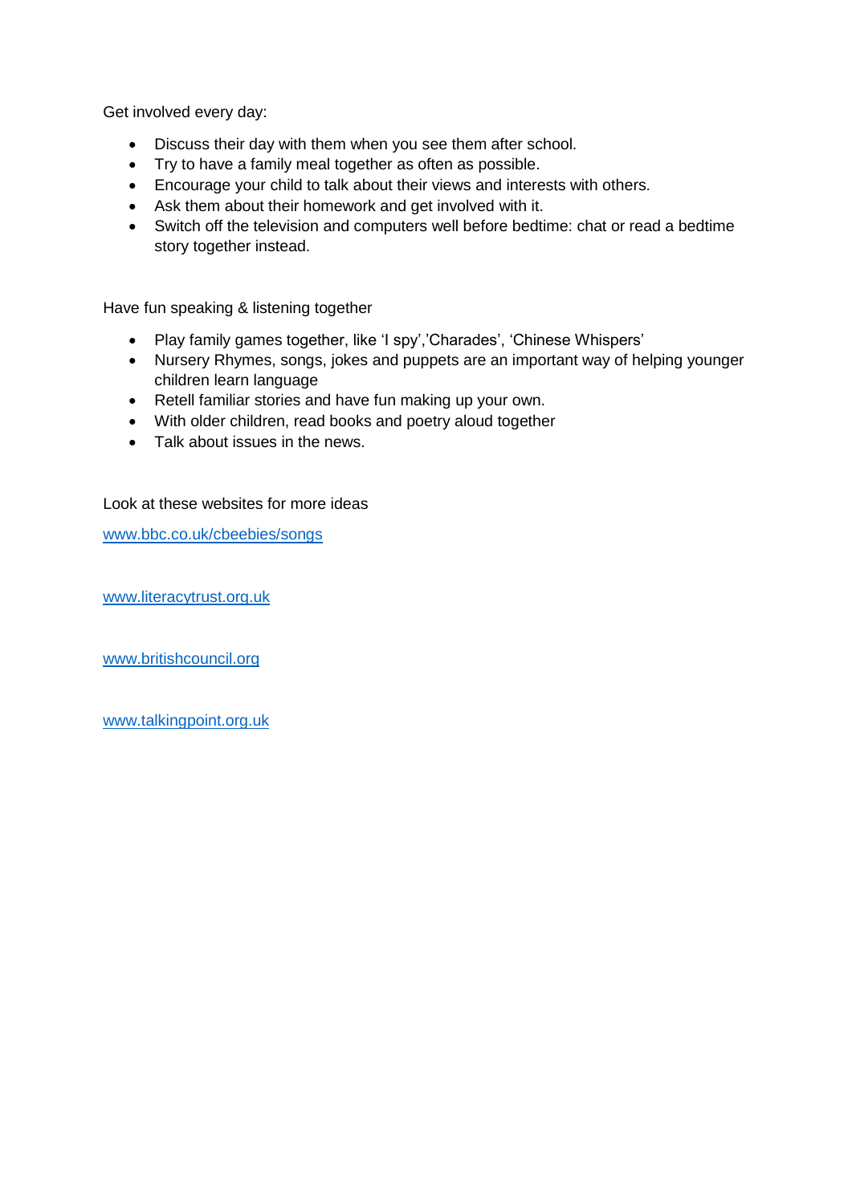Get involved every day:

- Discuss their day with them when you see them after school.
- Try to have a family meal together as often as possible.
- Encourage your child to talk about their views and interests with others.
- Ask them about their homework and get involved with it.
- Switch off the television and computers well before bedtime: chat or read a bedtime story together instead.

Have fun speaking & listening together

- Play family games together, like ‘I spy’,’Charades’, ‘Chinese Whispers’
- Nursery Rhymes, songs, jokes and puppets are an important way of helping younger children learn language
- Retell familiar stories and have fun making up your own.
- With older children, read books and poetry aloud together
- Talk about issues in the news.

Look at these websites for more ideas

www.bbc.co.uk/cbeebies/songs

www.literacytrust.org.uk

www.britishcouncil.org

www.talkingpoint.org.uk